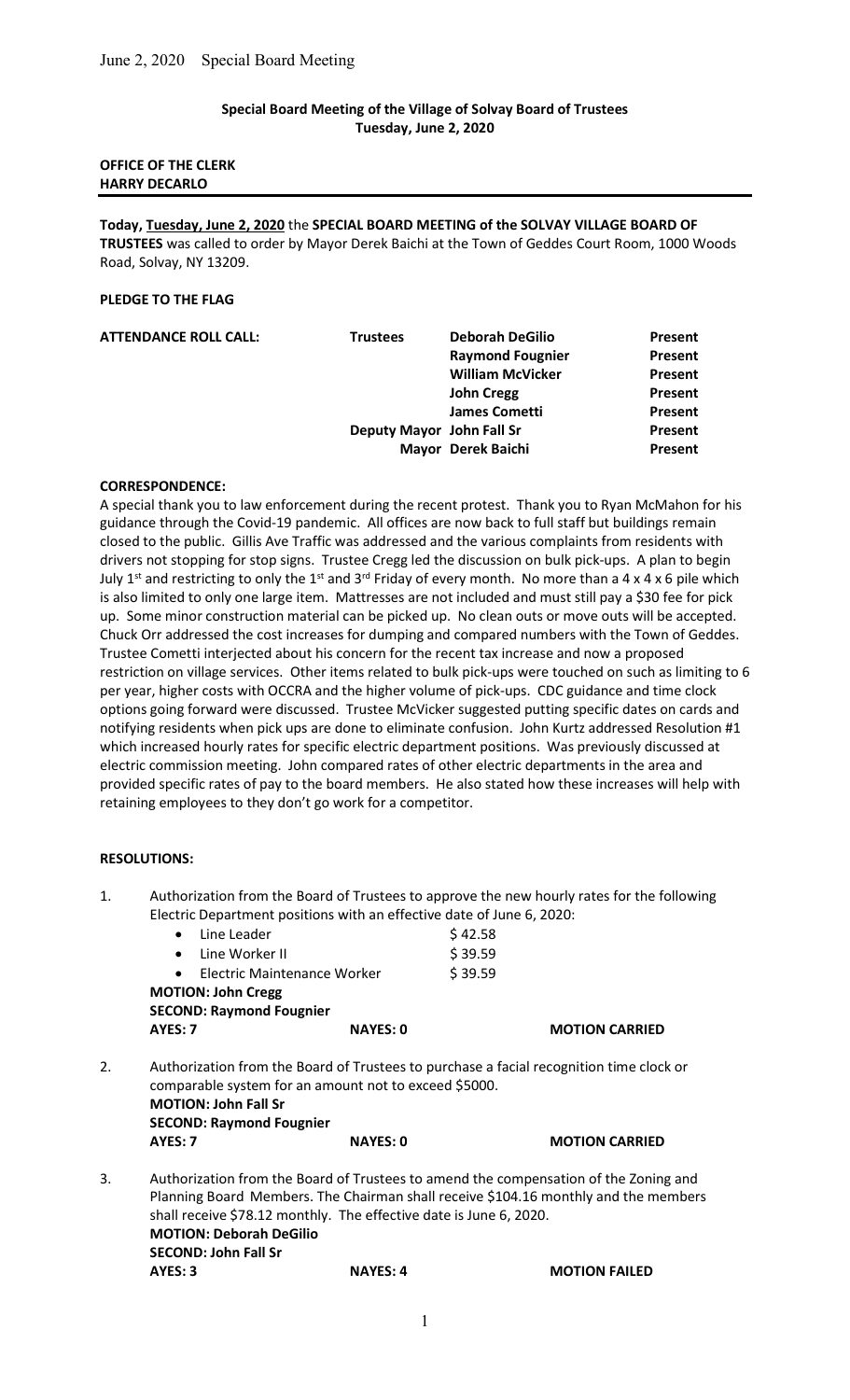**Special Board Meeting of the Village of Solvay Board of Trustees**
**Tuesday, June 2, 2020**

**OFFICE OF THE CLERK**
**HARRY DECARLO**

---

**Today, Tuesday, June 2, 2020** the **SPECIAL BOARD MEETING of the SOLVAY VILLAGE BOARD OF TRUSTEES** was called to order by Mayor Derek Baichi at the Town of Geddes Court Room, 1000 Woods Road, Solvay, NY 13209.

**PLEDGE TO THE FLAG**

| **ATTENDANCE ROLL CALL:** | **Trustees** | **Deborah DeGilio** | **Present** |
|---|---|---|---|
| | | **Raymond Fougnier** | **Present** |
| | | **William McVicker** | **Present** |
| | | **John Cregg** | **Present** |
| | | **James Cometti** | **Present** |
| | **Deputy Mayor** | **John Fall Sr** | **Present** |
| | **Mayor** | **Derek Baichi** | **Present** |

**CORRESPONDENCE:**

A special thank you to law enforcement during the recent protest. Thank you to Ryan McMahon for his guidance through the Covid-19 pandemic. All offices are now back to full staff but buildings remain closed to the public. Gillis Ave Traffic was addressed and the various complaints from residents with drivers not stopping for stop signs. Trustee Cregg led the discussion on bulk pick-ups. A plan to begin July 1st and restricting to only the 1st and 3rd Friday of every month. No more than a 4 x 4 x 6 pile which is also limited to only one large item. Mattresses are not included and must still pay a $30 fee for pick up. Some minor construction material can be picked up. No clean outs or move outs will be accepted. Chuck Orr addressed the cost increases for dumping and compared numbers with the Town of Geddes. Trustee Cometti interjected about his concern for the recent tax increase and now a proposed restriction on village services. Other items related to bulk pick-ups were touched on such as limiting to 6 per year, higher costs with OCCRA and the higher volume of pick-ups. CDC guidance and time clock options going forward were discussed. Trustee McVicker suggested putting specific dates on cards and notifying residents when pick ups are done to eliminate confusion. John Kurtz addressed Resolution #1 which increased hourly rates for specific electric department positions. Was previously discussed at electric commission meeting. John compared rates of other electric departments in the area and provided specific rates of pay to the board members. He also stated how these increases will help with retaining employees to they don't go work for a competitor.

**RESOLUTIONS:**

1. Authorization from the Board of Trustees to approve the new hourly rates for the following Electric Department positions with an effective date of June 6, 2020:
   - Line Leader $42.58
   - Line Worker II $39.59
   - Electric Maintenance Worker $39.59

   **MOTION: John Cregg**
   **SECOND: Raymond Fougnier**
   **AYES: 7** **NAYES: 0** **MOTION CARRIED**

2. Authorization from the Board of Trustees to purchase a facial recognition time clock or comparable system for an amount not to exceed $5000.

   **MOTION: John Fall Sr**
   **SECOND: Raymond Fougnier**
   **AYES: 7** **NAYES: 0** **MOTION CARRIED**

3. Authorization from the Board of Trustees to amend the compensation of the Zoning and Planning Board Members. The Chairman shall receive $104.16 monthly and the members shall receive $78.12 monthly. The effective date is June 6, 2020.

   **MOTION: Deborah DeGilio**
   **SECOND: John Fall Sr**
   **AYES: 3** **NAYES: 4** **MOTION FAILED**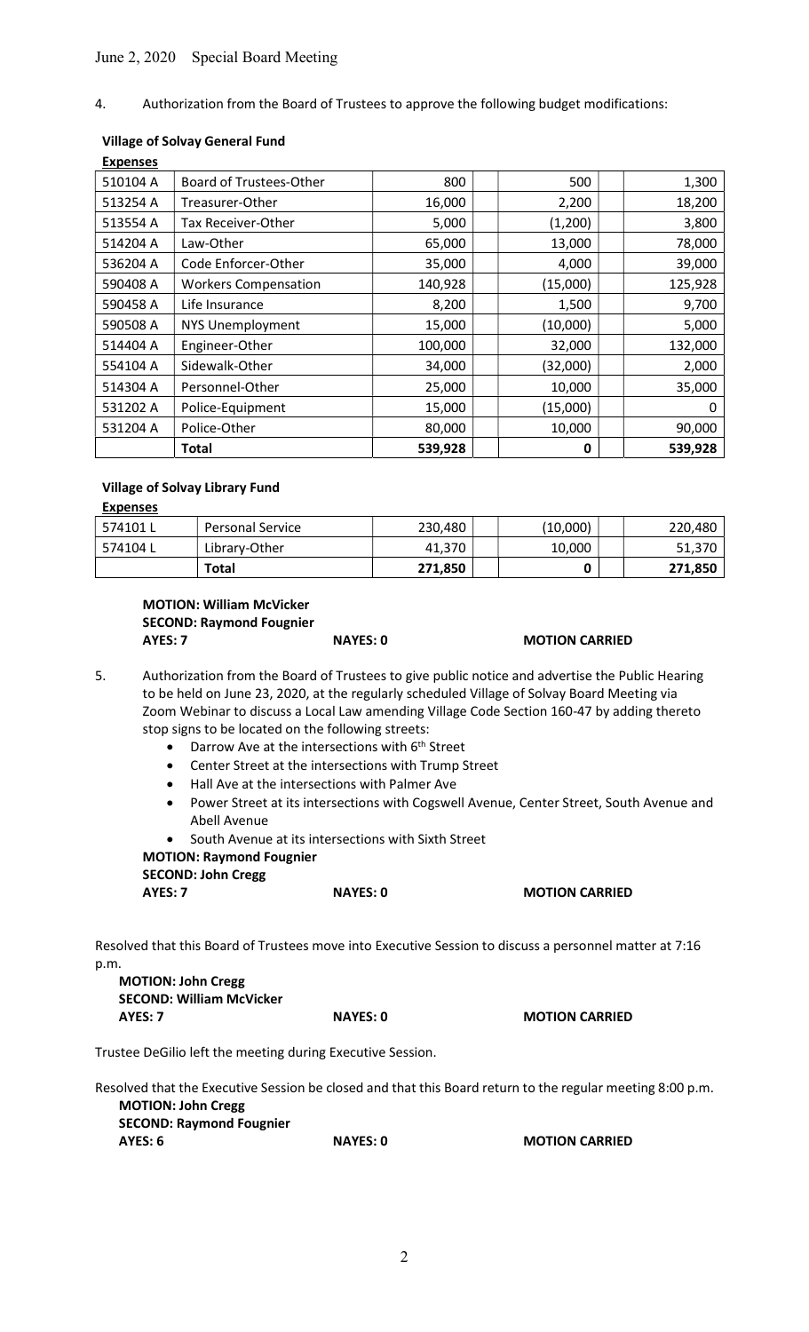June 2, 2020 Special Board Meeting

4. Authorization from the Board of Trustees to approve the following budget modifications:

**Village of Solvay General Fund**

**Expenses**

| | | | | |
|---|---|---|---|---|
| 510104 A | Board of Trustees-Other | 800 | 500 | 1,300 |
| 513254 A | Treasurer-Other | 16,000 | 2,200 | 18,200 |
| 513554 A | Tax Receiver-Other | 5,000 | (1,200) | 3,800 |
| 514204 A | Law-Other | 65,000 | 13,000 | 78,000 |
| 536204 A | Code Enforcer-Other | 35,000 | 4,000 | 39,000 |
| 590408 A | Workers Compensation | 140,928 | (15,000) | 125,928 |
| 590458 A | Life Insurance | 8,200 | 1,500 | 9,700 |
| 590508 A | NYS Unemployment | 15,000 | (10,000) | 5,000 |
| 514404 A | Engineer-Other | 100,000 | 32,000 | 132,000 |
| 554104 A | Sidewalk-Other | 34,000 | (32,000) | 2,000 |
| 514304 A | Personnel-Other | 25,000 | 10,000 | 35,000 |
| 531202 A | Police-Equipment | 15,000 | (15,000) | 0 |
| 531204 A | Police-Other | 80,000 | 10,000 | 90,000 |
| | **Total** | **539,928** | **0** | **539,928** |

**Village of Solvay Library Fund**

**Expenses**

| | | | | |
|---|---|---|---|---|
| 574101 L | Personal Service | 230,480 | (10,000) | 220,480 |
| 574104 L | Library-Other | 41,370 | 10,000 | 51,370 |
| | **Total** | **271,850** | **0** | **271,850** |

**MOTION: William McVicker**
**SECOND: Raymond Fougnier**
**AYES: 7** **NAYES: 0** **MOTION CARRIED**

5. Authorization from the Board of Trustees to give public notice and advertise the Public Hearing to be held on June 23, 2020, at the regularly scheduled Village of Solvay Board Meeting via Zoom Webinar to discuss a Local Law amending Village Code Section 160-47 by adding thereto stop signs to be located on the following streets:
   - Darrow Ave at the intersections with 6th Street
   - Center Street at the intersections with Trump Street
   - Hall Ave at the intersections with Palmer Ave
   - Power Street at its intersections with Cogswell Avenue, Center Street, South Avenue and Abell Avenue
   - South Avenue at its intersections with Sixth Street

**MOTION: Raymond Fougnier**
**SECOND: John Cregg**
**AYES: 7** **NAYES: 0** **MOTION CARRIED**

Resolved that this Board of Trustees move into Executive Session to discuss a personnel matter at 7:16 p.m.

**MOTION: John Cregg**
**SECOND: William McVicker**
**AYES: 7** **NAYES: 0** **MOTION CARRIED**

Trustee DeGilio left the meeting during Executive Session.

Resolved that the Executive Session be closed and that this Board return to the regular meeting 8:00 p.m.

**MOTION: John Cregg**
**SECOND: Raymond Fougnier**
**AYES: 6** **NAYES: 0** **MOTION CARRIED**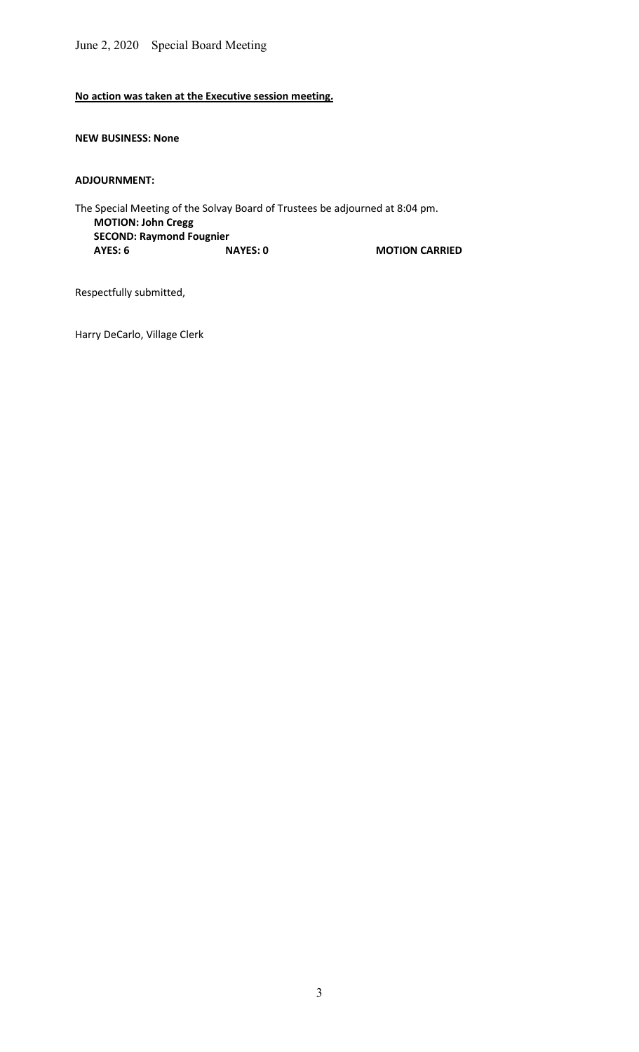**No action was taken at the Executive session meeting.**

**NEW BUSINESS: None**

**ADJOURNMENT:**

The Special Meeting of the Solvay Board of Trustees be adjourned at 8:04 pm.

**MOTION: John Cregg**
**SECOND: Raymond Fougnier**
**AYES: 6** **NAYES: 0** **MOTION CARRIED**

Respectfully submitted,

Harry DeCarlo, Village Clerk